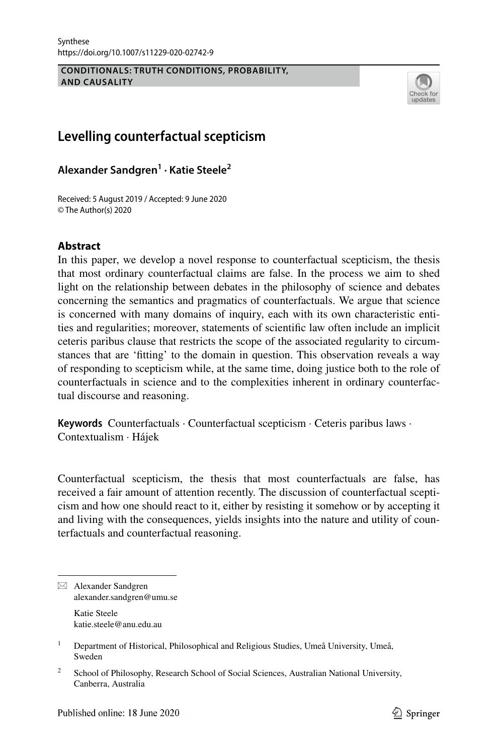CONDITIONALS: TRUTH CONDITIONS, PROBABILITY, AND CAUSALITY

# Levelling counterfactual scepticism

**Alexander Sandgren[1] · Katie Steele[2]**

Received: 5 August 2019 / Accepted: 9 June 2020
© The Author(s) 2020

## Abstract

In this paper, we develop a novel response to counterfactual scepticism, the thesis that most ordinary counterfactual claims are false. In the process we aim to shed light on the relationship between debates in the philosophy of science and debates concerning the semantics and pragmatics of counterfactuals. We argue that science is concerned with many domains of inquiry, each with its own characteristic entities and regularities; moreover, statements of scientific law often include an implicit ceteris paribus clause that restricts the scope of the associated regularity to circumstances that are 'fitting' to the domain in question. This observation reveals a way of responding to scepticism while, at the same time, doing justice both to the role of counterfactuals in science and to the complexities inherent in ordinary counterfactual discourse and reasoning.

**Keywords** Counterfactuals · Counterfactual scepticism · Ceteris paribus laws · Contextualism · Hájek

Counterfactual scepticism, the thesis that most counterfactuals are false, has received a fair amount of attention recently. The discussion of counterfactual scepticism and how one should react to it, either by resisting it somehow or by accepting it and living with the consequences, yields insights into the nature and utility of counterfactuals and counterfactual reasoning.

---

✉ Alexander Sandgren
alexander.sandgren@umu.se

Katie Steele
katie.steele@anu.edu.au

[1] Department of Historical, Philosophical and Religious Studies, Umeå University, Umeå, Sweden

[2] School of Philosophy, Research School of Social Sciences, Australian National University, Canberra, Australia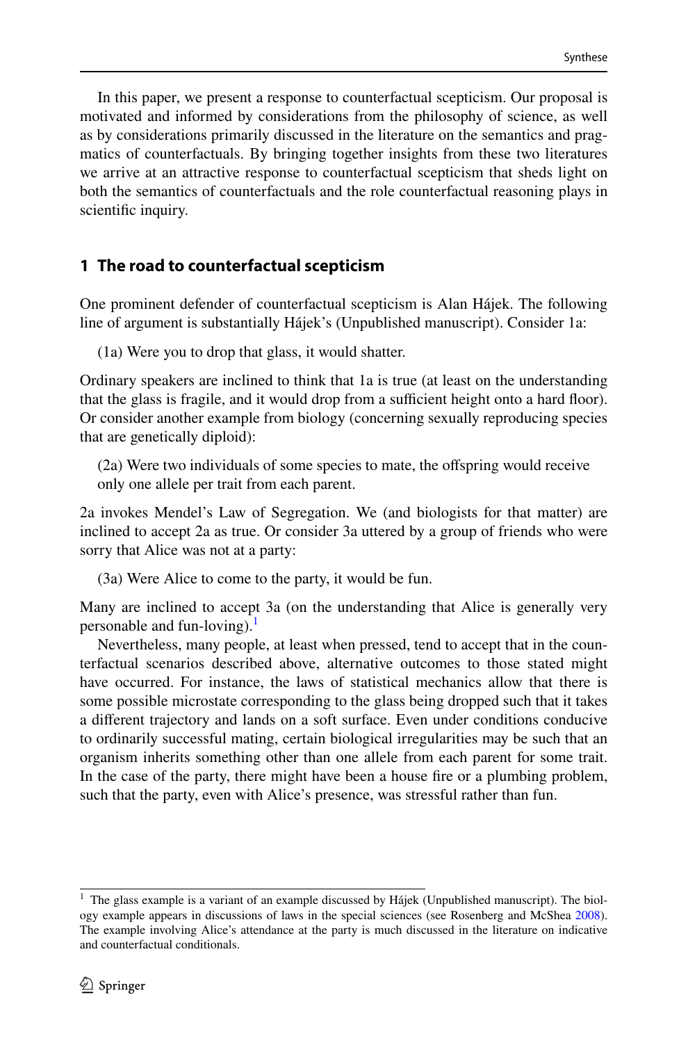In this paper, we present a response to counterfactual scepticism. Our proposal is motivated and informed by considerations from the philosophy of science, as well as by considerations primarily discussed in the literature on the semantics and pragmatics of counterfactuals. By bringing together insights from these two literatures we arrive at an attractive response to counterfactual scepticism that sheds light on both the semantics of counterfactuals and the role counterfactual reasoning plays in scientific inquiry.

## 1 The road to counterfactual scepticism

One prominent defender of counterfactual scepticism is Alan Hájek. The following line of argument is substantially Hájek's (Unpublished manuscript). Consider 1a:

(1a) Were you to drop that glass, it would shatter.

Ordinary speakers are inclined to think that 1a is true (at least on the understanding that the glass is fragile, and it would drop from a sufficient height onto a hard floor). Or consider another example from biology (concerning sexually reproducing species that are genetically diploid):

(2a) Were two individuals of some species to mate, the offspring would receive only one allele per trait from each parent.

2a invokes Mendel's Law of Segregation. We (and biologists for that matter) are inclined to accept 2a as true. Or consider 3a uttered by a group of friends who were sorry that Alice was not at a party:

(3a) Were Alice to come to the party, it would be fun.

Many are inclined to accept 3a (on the understanding that Alice is generally very personable and fun-loving).[1]

Nevertheless, many people, at least when pressed, tend to accept that in the counterfactual scenarios described above, alternative outcomes to those stated might have occurred. For instance, the laws of statistical mechanics allow that there is some possible microstate corresponding to the glass being dropped such that it takes a different trajectory and lands on a soft surface. Even under conditions conducive to ordinarily successful mating, certain biological irregularities may be such that an organism inherits something other than one allele from each parent for some trait. In the case of the party, there might have been a house fire or a plumbing problem, such that the party, even with Alice's presence, was stressful rather than fun.

[1] The glass example is a variant of an example discussed by Hájek (Unpublished manuscript). The biology example appears in discussions of laws in the special sciences (see Rosenberg and McShea 2008). The example involving Alice's attendance at the party is much discussed in the literature on indicative and counterfactual conditionals.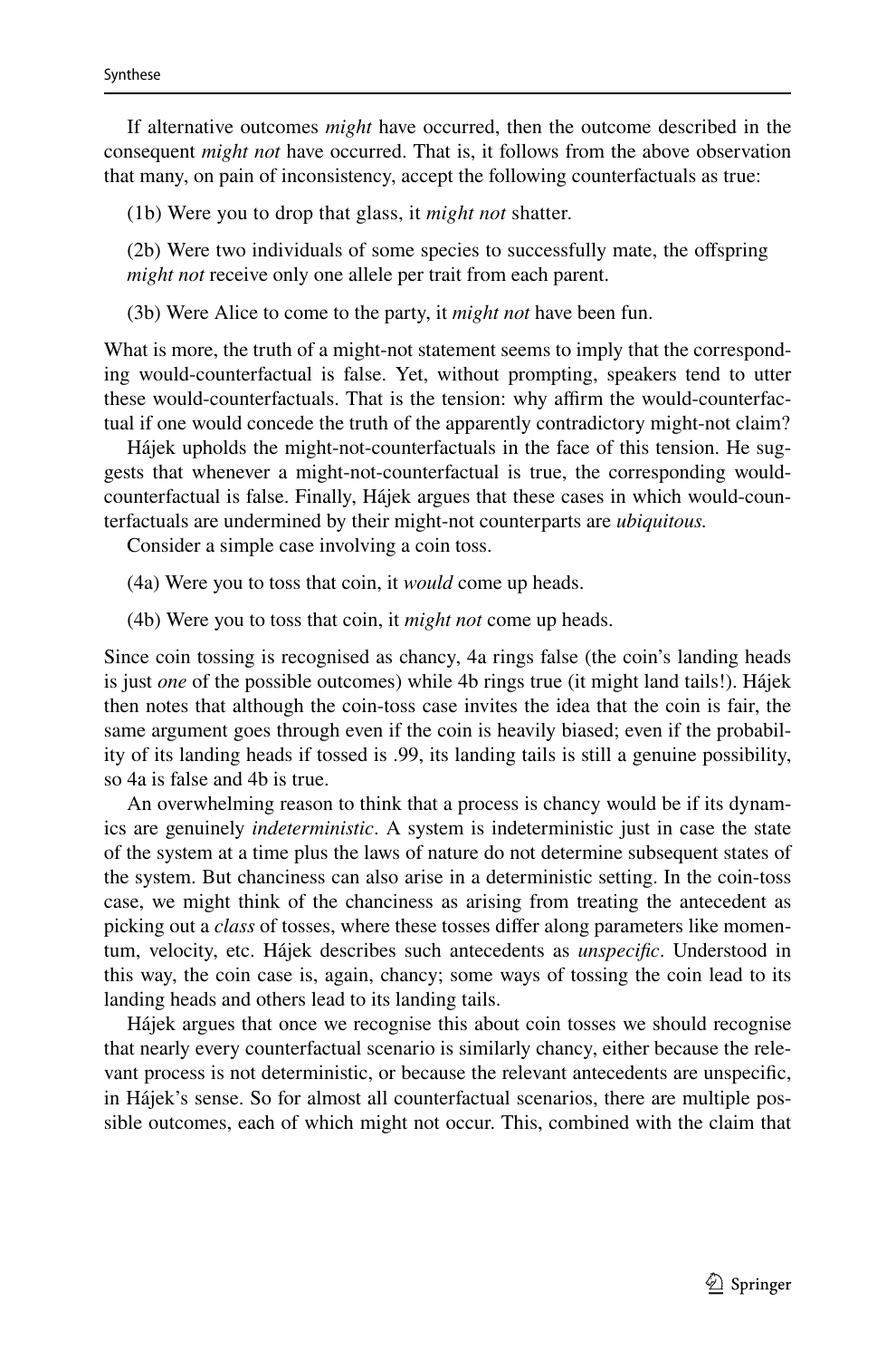If alternative outcomes *might* have occurred, then the outcome described in the consequent *might not* have occurred. That is, it follows from the above observation that many, on pain of inconsistency, accept the following counterfactuals as true:

(1b) Were you to drop that glass, it *might not* shatter.

(2b) Were two individuals of some species to successfully mate, the offspring *might not* receive only one allele per trait from each parent.

(3b) Were Alice to come to the party, it *might not* have been fun.

What is more, the truth of a might-not statement seems to imply that the corresponding would-counterfactual is false. Yet, without prompting, speakers tend to utter these would-counterfactuals. That is the tension: why affirm the would-counterfactual if one would concede the truth of the apparently contradictory might-not claim?

Hájek upholds the might-not-counterfactuals in the face of this tension. He suggests that whenever a might-not-counterfactual is true, the corresponding would-counterfactual is false. Finally, Hájek argues that these cases in which would-counterfactuals are undermined by their might-not counterparts are *ubiquitous.*

Consider a simple case involving a coin toss.

(4a) Were you to toss that coin, it *would* come up heads.

(4b) Were you to toss that coin, it *might not* come up heads.

Since coin tossing is recognised as chancy, 4a rings false (the coin's landing heads is just *one* of the possible outcomes) while 4b rings true (it might land tails!). Hájek then notes that although the coin-toss case invites the idea that the coin is fair, the same argument goes through even if the coin is heavily biased; even if the probability of its landing heads if tossed is .99, its landing tails is still a genuine possibility, so 4a is false and 4b is true.

An overwhelming reason to think that a process is chancy would be if its dynamics are genuinely *indeterministic*. A system is indeterministic just in case the state of the system at a time plus the laws of nature do not determine subsequent states of the system. But chanciness can also arise in a deterministic setting. In the coin-toss case, we might think of the chanciness as arising from treating the antecedent as picking out a *class* of tosses, where these tosses differ along parameters like momentum, velocity, etc. Hájek describes such antecedents as *unspecific*. Understood in this way, the coin case is, again, chancy; some ways of tossing the coin lead to its landing heads and others lead to its landing tails.

Hájek argues that once we recognise this about coin tosses we should recognise that nearly every counterfactual scenario is similarly chancy, either because the relevant process is not deterministic, or because the relevant antecedents are unspecific, in Hájek's sense. So for almost all counterfactual scenarios, there are multiple possible outcomes, each of which might not occur. This, combined with the claim that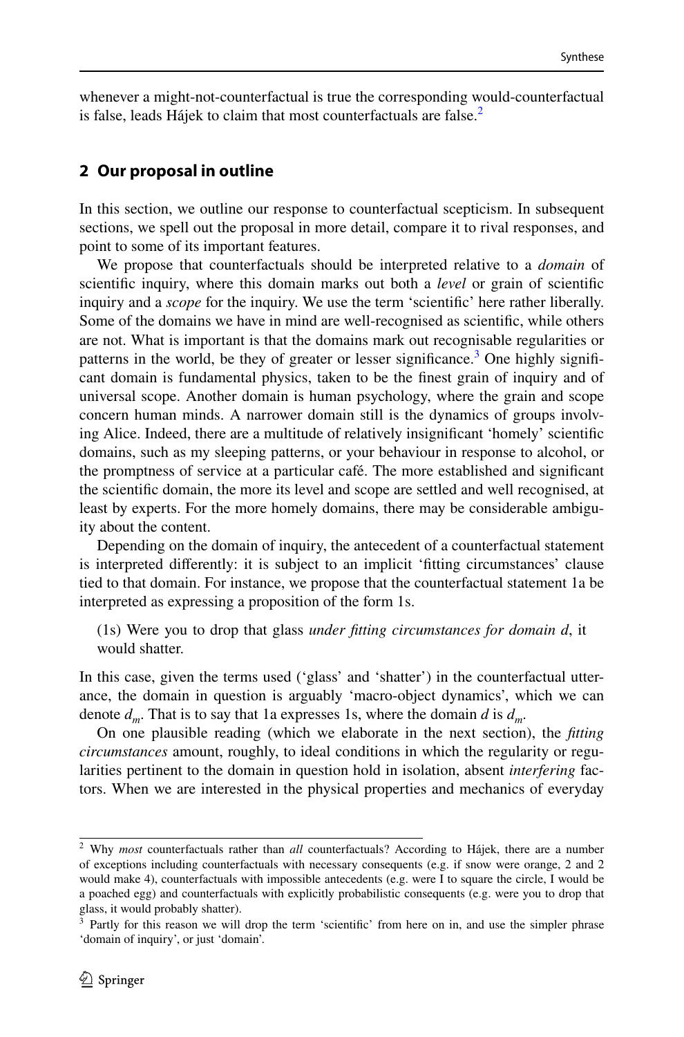whenever a might-not-counterfactual is true the corresponding would-counterfactual is false, leads Hájek to claim that most counterfactuals are false.[2]

## 2 Our proposal in outline

In this section, we outline our response to counterfactual scepticism. In subsequent sections, we spell out the proposal in more detail, compare it to rival responses, and point to some of its important features.

We propose that counterfactuals should be interpreted relative to a *domain* of scientific inquiry, where this domain marks out both a *level* or grain of scientific inquiry and a *scope* for the inquiry. We use the term 'scientific' here rather liberally. Some of the domains we have in mind are well-recognised as scientific, while others are not. What is important is that the domains mark out recognisable regularities or patterns in the world, be they of greater or lesser significance.[3] One highly significant domain is fundamental physics, taken to be the finest grain of inquiry and of universal scope. Another domain is human psychology, where the grain and scope concern human minds. A narrower domain still is the dynamics of groups involving Alice. Indeed, there are a multitude of relatively insignificant 'homely' scientific domains, such as my sleeping patterns, or your behaviour in response to alcohol, or the promptness of service at a particular café. The more established and significant the scientific domain, the more its level and scope are settled and well recognised, at least by experts. For the more homely domains, there may be considerable ambiguity about the content.

Depending on the domain of inquiry, the antecedent of a counterfactual statement is interpreted differently: it is subject to an implicit 'fitting circumstances' clause tied to that domain. For instance, we propose that the counterfactual statement 1a be interpreted as expressing a proposition of the form 1s.

(1s) Were you to drop that glass *under fitting circumstances for domain d*, it would shatter.

In this case, given the terms used ('glass' and 'shatter') in the counterfactual utterance, the domain in question is arguably 'macro-object dynamics', which we can denote $d_m$. That is to say that 1a expresses 1s, where the domain $d$ is $d_m$.

On one plausible reading (which we elaborate in the next section), the *fitting circumstances* amount, roughly, to ideal conditions in which the regularity or regularities pertinent to the domain in question hold in isolation, absent *interfering* factors. When we are interested in the physical properties and mechanics of everyday

---

[2] Why *most* counterfactuals rather than *all* counterfactuals? According to Hájek, there are a number of exceptions including counterfactuals with necessary consequents (e.g. if snow were orange, 2 and 2 would make 4), counterfactuals with impossible antecedents (e.g. were I to square the circle, I would be a poached egg) and counterfactuals with explicitly probabilistic consequents (e.g. were you to drop that glass, it would probably shatter).

[3] Partly for this reason we will drop the term 'scientific' from here on in, and use the simpler phrase 'domain of inquiry', or just 'domain'.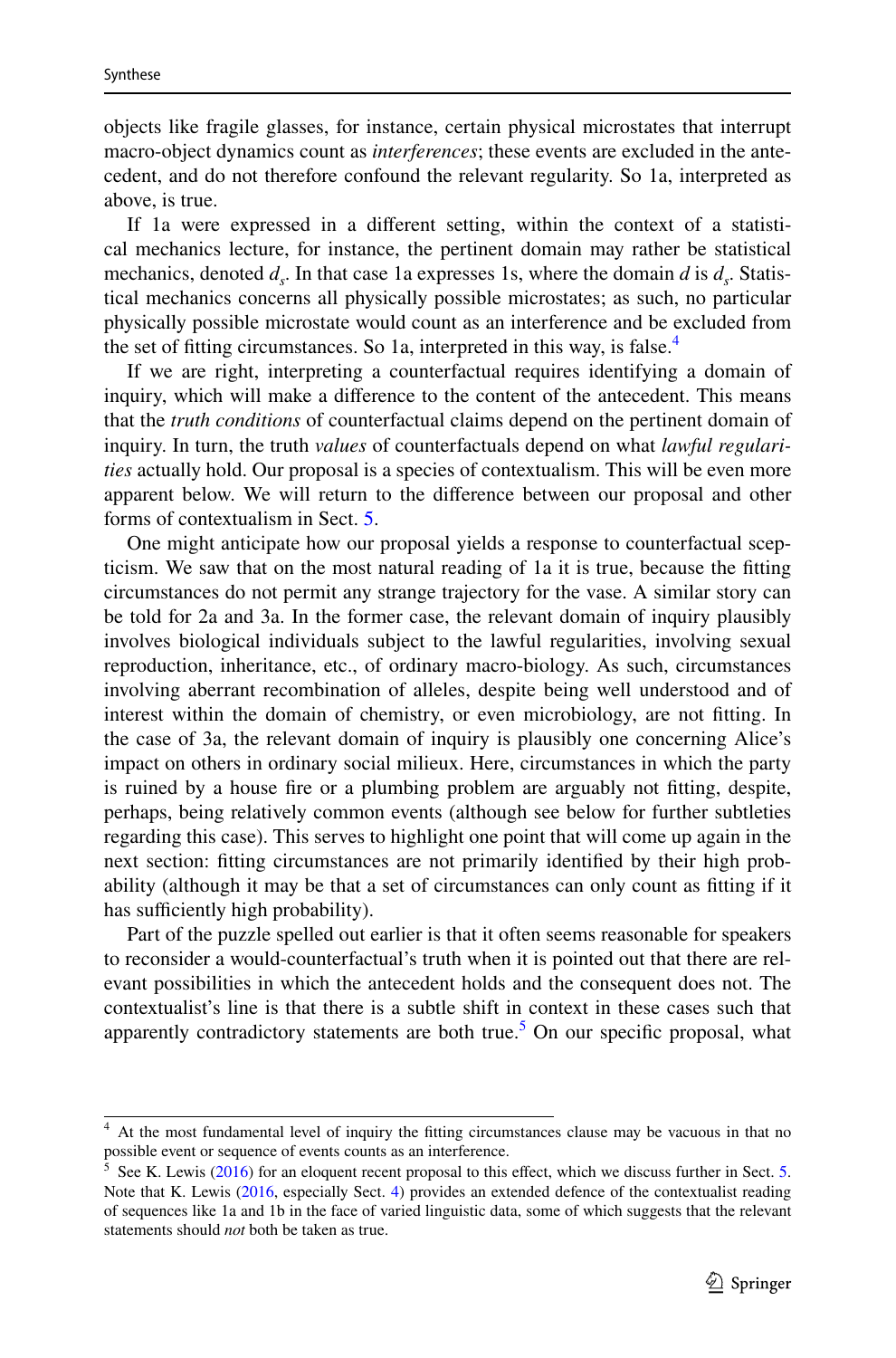objects like fragile glasses, for instance, certain physical microstates that interrupt macro-object dynamics count as *interferences*; these events are excluded in the antecedent, and do not therefore confound the relevant regularity. So 1a, interpreted as above, is true.

If 1a were expressed in a different setting, within the context of a statistical mechanics lecture, for instance, the pertinent domain may rather be statistical mechanics, denoted $d_s$. In that case 1a expresses 1s, where the domain $d$ is $d_s$. Statistical mechanics concerns all physically possible microstates; as such, no particular physically possible microstate would count as an interference and be excluded from the set of fitting circumstances. So 1a, interpreted in this way, is false.[4]

If we are right, interpreting a counterfactual requires identifying a domain of inquiry, which will make a difference to the content of the antecedent. This means that the *truth conditions* of counterfactual claims depend on the pertinent domain of inquiry. In turn, the truth *values* of counterfactuals depend on what *lawful regularities* actually hold. Our proposal is a species of contextualism. This will be even more apparent below. We will return to the difference between our proposal and other forms of contextualism in Sect. 5.

One might anticipate how our proposal yields a response to counterfactual scepticism. We saw that on the most natural reading of 1a it is true, because the fitting circumstances do not permit any strange trajectory for the vase. A similar story can be told for 2a and 3a. In the former case, the relevant domain of inquiry plausibly involves biological individuals subject to the lawful regularities, involving sexual reproduction, inheritance, etc., of ordinary macro-biology. As such, circumstances involving aberrant recombination of alleles, despite being well understood and of interest within the domain of chemistry, or even microbiology, are not fitting. In the case of 3a, the relevant domain of inquiry is plausibly one concerning Alice's impact on others in ordinary social milieus. Here, circumstances in which the party is ruined by a house fire or a plumbing problem are arguably not fitting, despite, perhaps, being relatively common events (although see below for further subtleties regarding this case). This serves to highlight one point that will come up again in the next section: fitting circumstances are not primarily identified by their high probability (although it may be that a set of circumstances can only count as fitting if it has sufficiently high probability).

Part of the puzzle spelled out earlier is that it often seems reasonable for speakers to reconsider a would-counterfactual's truth when it is pointed out that there are relevant possibilities in which the antecedent holds and the consequent does not. The contextualist's line is that there is a subtle shift in context in these cases such that apparently contradictory statements are both true.[5] On our specific proposal, what

[4] At the most fundamental level of inquiry the fitting circumstances clause may be vacuous in that no possible event or sequence of events counts as an interference.

[5] See K. Lewis (2016) for an eloquent recent proposal to this effect, which we discuss further in Sect. 5. Note that K. Lewis (2016, especially Sect. 4) provides an extended defence of the contextualist reading of sequences like 1a and 1b in the face of varied linguistic data, some of which suggests that the relevant statements should *not* both be taken as true.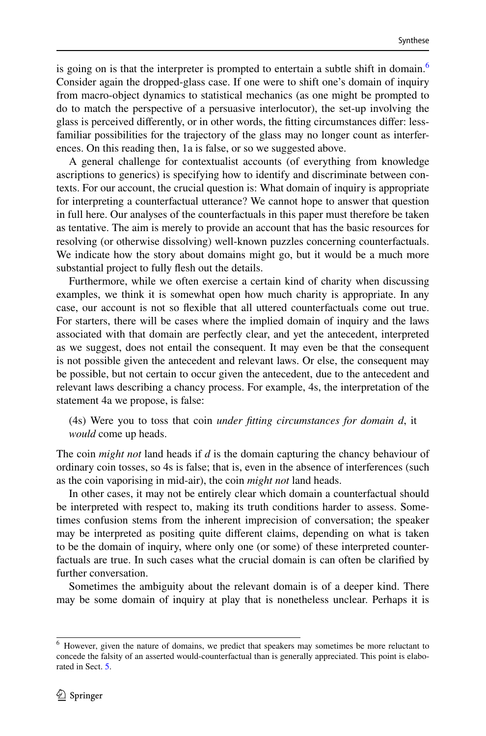is going on is that the interpreter is prompted to entertain a subtle shift in domain.[6] Consider again the dropped-glass case. If one were to shift one's domain of inquiry from macro-object dynamics to statistical mechanics (as one might be prompted to do to match the perspective of a persuasive interlocutor), the set-up involving the glass is perceived differently, or in other words, the fitting circumstances differ: less-familiar possibilities for the trajectory of the glass may no longer count as interferences. On this reading then, 1a is false, or so we suggested above.

A general challenge for contextualist accounts (of everything from knowledge ascriptions to generics) is specifying how to identify and discriminate between contexts. For our account, the crucial question is: What domain of inquiry is appropriate for interpreting a counterfactual utterance? We cannot hope to answer that question in full here. Our analyses of the counterfactuals in this paper must therefore be taken as tentative. The aim is merely to provide an account that has the basic resources for resolving (or otherwise dissolving) well-known puzzles concerning counterfactuals. We indicate how the story about domains might go, but it would be a much more substantial project to fully flesh out the details.

Furthermore, while we often exercise a certain kind of charity when discussing examples, we think it is somewhat open how much charity is appropriate. In any case, our account is not so flexible that all uttered counterfactuals come out true. For starters, there will be cases where the implied domain of inquiry and the laws associated with that domain are perfectly clear, and yet the antecedent, interpreted as we suggest, does not entail the consequent. It may even be that the consequent is not possible given the antecedent and relevant laws. Or else, the consequent may be possible, but not certain to occur given the antecedent, due to the antecedent and relevant laws describing a chancy process. For example, 4s, the interpretation of the statement 4a we propose, is false:

> (4s) Were you to toss that coin *under fitting circumstances for domain d*, it *would* come up heads.

The coin *might not* land heads if *d* is the domain capturing the chancy behaviour of ordinary coin tosses, so 4s is false; that is, even in the absence of interferences (such as the coin vaporising in mid-air), the coin *might not* land heads.

In other cases, it may not be entirely clear which domain a counterfactual should be interpreted with respect to, making its truth conditions harder to assess. Sometimes confusion stems from the inherent imprecision of conversation; the speaker may be interpreted as positing quite different claims, depending on what is taken to be the domain of inquiry, where only one (or some) of these interpreted counterfactuals are true. In such cases what the crucial domain is can often be clarified by further conversation.

Sometimes the ambiguity about the relevant domain is of a deeper kind. There may be some domain of inquiry at play that is nonetheless unclear. Perhaps it is

---

[6] However, given the nature of domains, we predict that speakers may sometimes be more reluctant to concede the falsity of an asserted would-counterfactual than is generally appreciated. This point is elaborated in Sect. 5.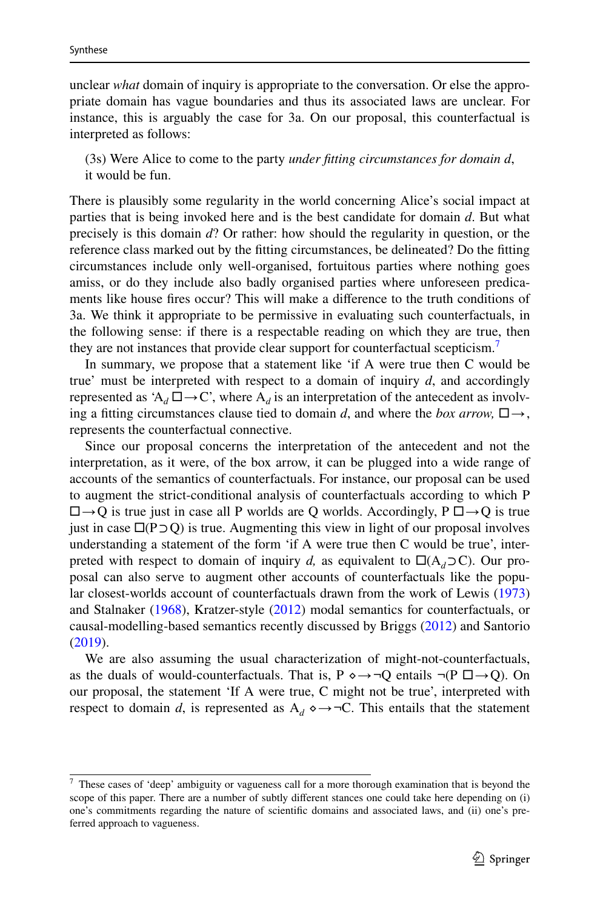unclear *what* domain of inquiry is appropriate to the conversation. Or else the appropriate domain has vague boundaries and thus its associated laws are unclear. For instance, this is arguably the case for 3a. On our proposal, this counterfactual is interpreted as follows:

(3s) Were Alice to come to the party *under fitting circumstances for domain d*, it would be fun.

There is plausibly some regularity in the world concerning Alice's social impact at parties that is being invoked here and is the best candidate for domain *d*. But what precisely is this domain *d*? Or rather: how should the regularity in question, or the reference class marked out by the fitting circumstances, be delineated? Do the fitting circumstances include only well-organised, fortuitous parties where nothing goes amiss, or do they include also badly organised parties where unforeseen predicaments like house fires occur? This will make a difference to the truth conditions of 3a. We think it appropriate to be permissive in evaluating such counterfactuals, in the following sense: if there is a respectable reading on which they are true, then they are not instances that provide clear support for counterfactual scepticism.[7]

In summary, we propose that a statement like 'if A were true then C would be true' must be interpreted with respect to a domain of inquiry *d*, and accordingly represented as '$A_d \,\Box\!\!\rightarrow C$', where $A_d$ is an interpretation of the antecedent as involving a fitting circumstances clause tied to domain *d*, and where the *box arrow,* $\Box\!\!\rightarrow$, represents the counterfactual connective.

Since our proposal concerns the interpretation of the antecedent and not the interpretation, as it were, of the box arrow, it can be plugged into a wide range of accounts of the semantics of counterfactuals. For instance, our proposal can be used to augment the strict-conditional analysis of counterfactuals according to which $P \,\Box\!\!\rightarrow Q$ is true just in case all P worlds are Q worlds. Accordingly, $P \,\Box\!\!\rightarrow Q$ is true just in case $\Box(P \supset Q)$ is true. Augmenting this view in light of our proposal involves understanding a statement of the form 'if A were true then C would be true', interpreted with respect to domain of inquiry *d,* as equivalent to $\Box(A_d \supset C)$. Our proposal can also serve to augment other accounts of counterfactuals like the popular closest-worlds account of counterfactuals drawn from the work of Lewis (1973) and Stalnaker (1968), Kratzer-style (2012) modal semantics for counterfactuals, or causal-modelling-based semantics recently discussed by Briggs (2012) and Santorio (2019).

We are also assuming the usual characterization of might-not-counterfactuals, as the duals of would-counterfactuals. That is, $P \diamond\!\!\rightarrow \neg Q$ entails $\neg(P \,\Box\!\!\rightarrow Q)$. On our proposal, the statement 'If A were true, C might not be true', interpreted with respect to domain *d*, is represented as $A_d \diamond\!\!\rightarrow \neg C$. This entails that the statement

[7] These cases of 'deep' ambiguity or vagueness call for a more thorough examination that is beyond the scope of this paper. There are a number of subtly different stances one could take here depending on (i) one's commitments regarding the nature of scientific domains and associated laws, and (ii) one's preferred approach to vagueness.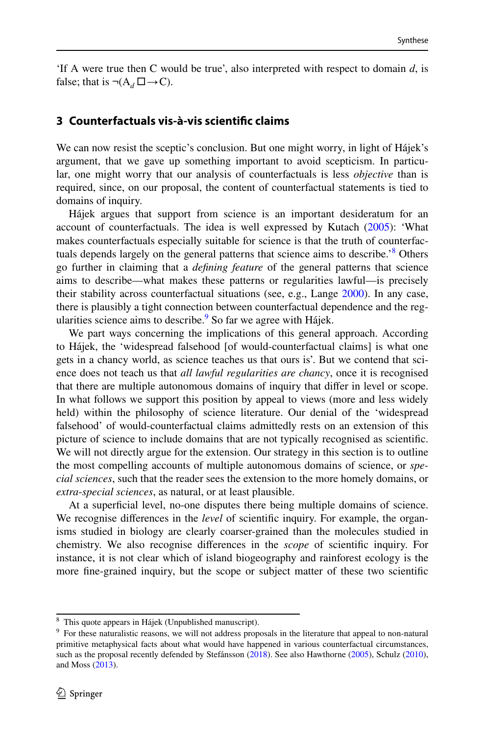'If A were true then C would be true', also interpreted with respect to domain $d$, is false; that is $\neg(A_d \Box\!\!\rightarrow C)$.

## 3 Counterfactuals vis-à-vis scientific claims

We can now resist the sceptic's conclusion. But one might worry, in light of Hájek's argument, that we gave up something important to avoid scepticism. In particular, one might worry that our analysis of counterfactuals is less *objective* than is required, since, on our proposal, the content of counterfactual statements is tied to domains of inquiry.

Hájek argues that support from science is an important desideratum for an account of counterfactuals. The idea is well expressed by Kutach (2005): 'What makes counterfactuals especially suitable for science is that the truth of counterfactuals depends largely on the general patterns that science aims to describe.'[8] Others go further in claiming that a *defining feature* of the general patterns that science aims to describe—what makes these patterns or regularities lawful—is precisely their stability across counterfactual situations (see, e.g., Lange 2000). In any case, there is plausibly a tight connection between counterfactual dependence and the regularities science aims to describe.[9] So far we agree with Hájek.

We part ways concerning the implications of this general approach. According to Hájek, the 'widespread falsehood [of would-counterfactual claims] is what one gets in a chancy world, as science teaches us that ours is'. But we contend that science does not teach us that *all lawful regularities are chancy*, once it is recognised that there are multiple autonomous domains of inquiry that differ in level or scope. In what follows we support this position by appeal to views (more and less widely held) within the philosophy of science literature. Our denial of the 'widespread falsehood' of would-counterfactual claims admittedly rests on an extension of this picture of science to include domains that are not typically recognised as scientific. We will not directly argue for the extension. Our strategy in this section is to outline the most compelling accounts of multiple autonomous domains of science, or *special sciences*, such that the reader sees the extension to the more homely domains, or *extra-special sciences*, as natural, or at least plausible.

At a superficial level, no-one disputes there being multiple domains of science. We recognise differences in the *level* of scientific inquiry. For example, the organisms studied in biology are clearly coarser-grained than the molecules studied in chemistry. We also recognise differences in the *scope* of scientific inquiry. For instance, it is not clear which of island biogeography and rainforest ecology is the more fine-grained inquiry, but the scope or subject matter of these two scientific

---

[8] This quote appears in Hájek (Unpublished manuscript).

[9] For these naturalistic reasons, we will not address proposals in the literature that appeal to non-natural primitive metaphysical facts about what would have happened in various counterfactual circumstances, such as the proposal recently defended by Stefánsson (2018). See also Hawthorne (2005), Schulz (2010), and Moss (2013).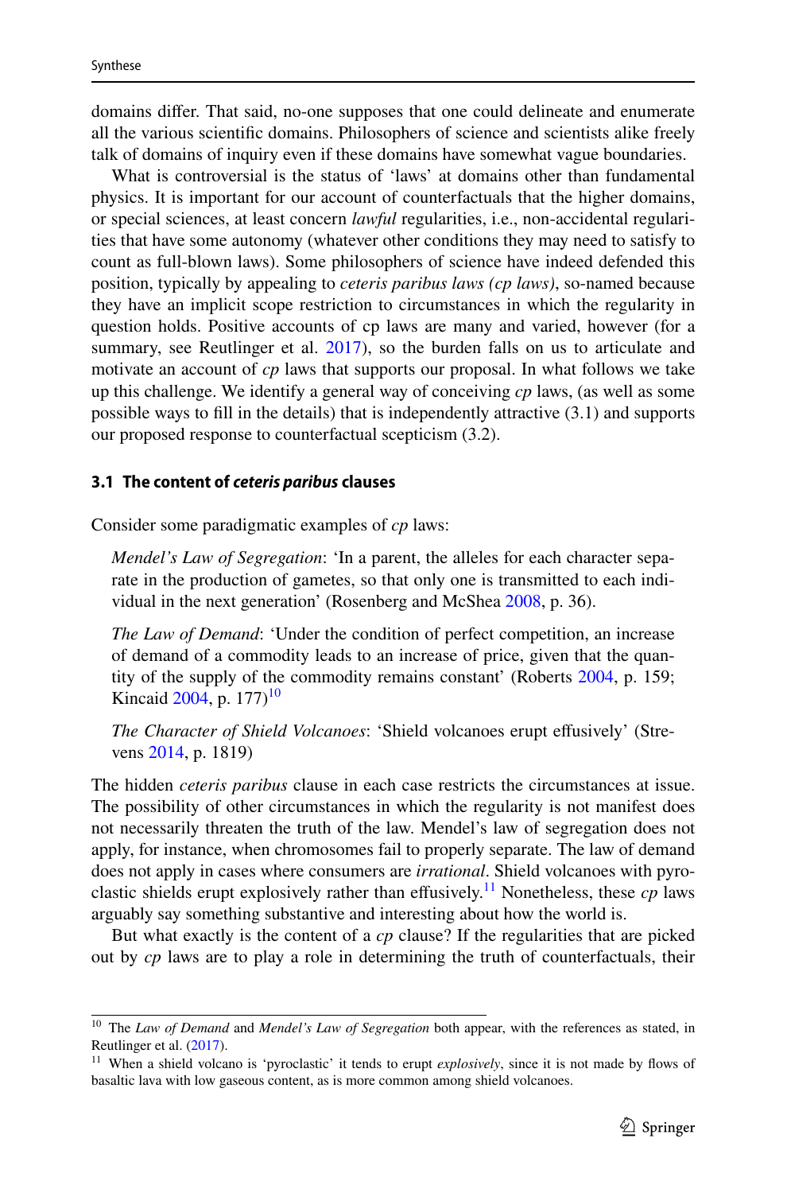domains differ. That said, no-one supposes that one could delineate and enumerate all the various scientific domains. Philosophers of science and scientists alike freely talk of domains of inquiry even if these domains have somewhat vague boundaries.

What is controversial is the status of 'laws' at domains other than fundamental physics. It is important for our account of counterfactuals that the higher domains, or special sciences, at least concern *lawful* regularities, i.e., non-accidental regularities that have some autonomy (whatever other conditions they may need to satisfy to count as full-blown laws). Some philosophers of science have indeed defended this position, typically by appealing to *ceteris paribus laws (cp laws)*, so-named because they have an implicit scope restriction to circumstances in which the regularity in question holds. Positive accounts of cp laws are many and varied, however (for a summary, see Reutlinger et al. 2017), so the burden falls on us to articulate and motivate an account of *cp* laws that supports our proposal. In what follows we take up this challenge. We identify a general way of conceiving *cp* laws, (as well as some possible ways to fill in the details) that is independently attractive (3.1) and supports our proposed response to counterfactual scepticism (3.2).

### 3.1 The content of *ceteris paribus* clauses

Consider some paradigmatic examples of *cp* laws:

> *Mendel's Law of Segregation*: 'In a parent, the alleles for each character separate in the production of gametes, so that only one is transmitted to each individual in the next generation' (Rosenberg and McShea 2008, p. 36).

> *The Law of Demand*: 'Under the condition of perfect competition, an increase of demand of a commodity leads to an increase of price, given that the quantity of the supply of the commodity remains constant' (Roberts 2004, p. 159; Kincaid 2004, p. 177)[10]

> *The Character of Shield Volcanoes*: 'Shield volcanoes erupt effusively' (Strevens 2014, p. 1819)

The hidden *ceteris paribus* clause in each case restricts the circumstances at issue. The possibility of other circumstances in which the regularity is not manifest does not necessarily threaten the truth of the law. Mendel's law of segregation does not apply, for instance, when chromosomes fail to properly separate. The law of demand does not apply in cases where consumers are *irrational*. Shield volcanoes with pyroclastic shields erupt explosively rather than effusively.[11] Nonetheless, these *cp* laws arguably say something substantive and interesting about how the world is.

But what exactly is the content of a *cp* clause? If the regularities that are picked out by *cp* laws are to play a role in determining the truth of counterfactuals, their

---

[10] The *Law of Demand* and *Mendel's Law of Segregation* both appear, with the references as stated, in Reutlinger et al. (2017).

[11] When a shield volcano is 'pyroclastic' it tends to erupt *explosively*, since it is not made by flows of basaltic lava with low gaseous content, as is more common among shield volcanoes.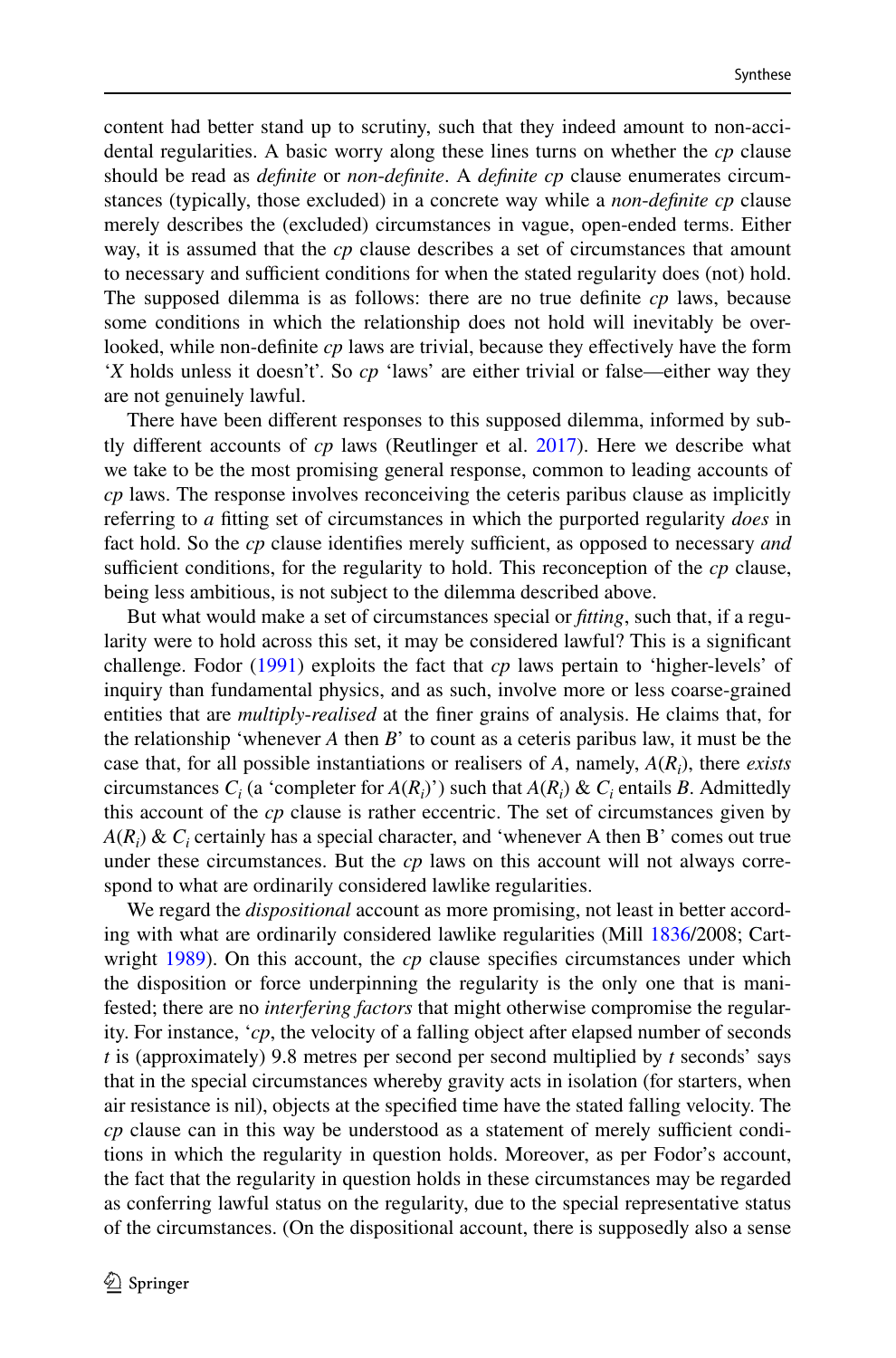content had better stand up to scrutiny, such that they indeed amount to non-accidental regularities. A basic worry along these lines turns on whether the *cp* clause should be read as *definite* or *non-definite*. A *definite cp* clause enumerates circumstances (typically, those excluded) in a concrete way while a *non-definite cp* clause merely describes the (excluded) circumstances in vague, open-ended terms. Either way, it is assumed that the *cp* clause describes a set of circumstances that amount to necessary and sufficient conditions for when the stated regularity does (not) hold. The supposed dilemma is as follows: there are no true definite *cp* laws, because some conditions in which the relationship does not hold will inevitably be overlooked, while non-definite *cp* laws are trivial, because they effectively have the form '*X* holds unless it doesn't'. So *cp* 'laws' are either trivial or false—either way they are not genuinely lawful.

There have been different responses to this supposed dilemma, informed by subtly different accounts of *cp* laws (Reutlinger et al. 2017). Here we describe what we take to be the most promising general response, common to leading accounts of *cp* laws. The response involves reconceiving the ceteris paribus clause as implicitly referring to *a* fitting set of circumstances in which the purported regularity *does* in fact hold. So the *cp* clause identifies merely sufficient, as opposed to necessary *and* sufficient conditions, for the regularity to hold. This reconception of the *cp* clause, being less ambitious, is not subject to the dilemma described above.

But what would make a set of circumstances special or *fitting*, such that, if a regularity were to hold across this set, it may be considered lawful? This is a significant challenge. Fodor (1991) exploits the fact that *cp* laws pertain to 'higher-levels' of inquiry than fundamental physics, and as such, involve more or less coarse-grained entities that are *multiply-realised* at the finer grains of analysis. He claims that, for the relationship 'whenever *A* then *B*' to count as a ceteris paribus law, it must be the case that, for all possible instantiations or realisers of *A*, namely, $A(R_i)$, there *exists* circumstances $C_i$ (a 'completer for $A(R_i)$') such that $A(R_i)$ & $C_i$ entails *B*. Admittedly this account of the *cp* clause is rather eccentric. The set of circumstances given by $A(R_i)$ & $C_i$ certainly has a special character, and 'whenever A then B' comes out true under these circumstances. But the *cp* laws on this account will not always correspond to what are ordinarily considered lawlike regularities.

We regard the *dispositional* account as more promising, not least in better according with what are ordinarily considered lawlike regularities (Mill 1836/2008; Cartwright 1989). On this account, the *cp* clause specifies circumstances under which the disposition or force underpinning the regularity is the only one that is manifested; there are no *interfering factors* that might otherwise compromise the regularity. For instance, '*cp*, the velocity of a falling object after elapsed number of seconds *t* is (approximately) 9.8 metres per second per second multiplied by *t* seconds' says that in the special circumstances whereby gravity acts in isolation (for starters, when air resistance is nil), objects at the specified time have the stated falling velocity. The *cp* clause can in this way be understood as a statement of merely sufficient conditions in which the regularity in question holds. Moreover, as per Fodor's account, the fact that the regularity in question holds in these circumstances may be regarded as conferring lawful status on the regularity, due to the special representative status of the circumstances. (On the dispositional account, there is supposedly also a sense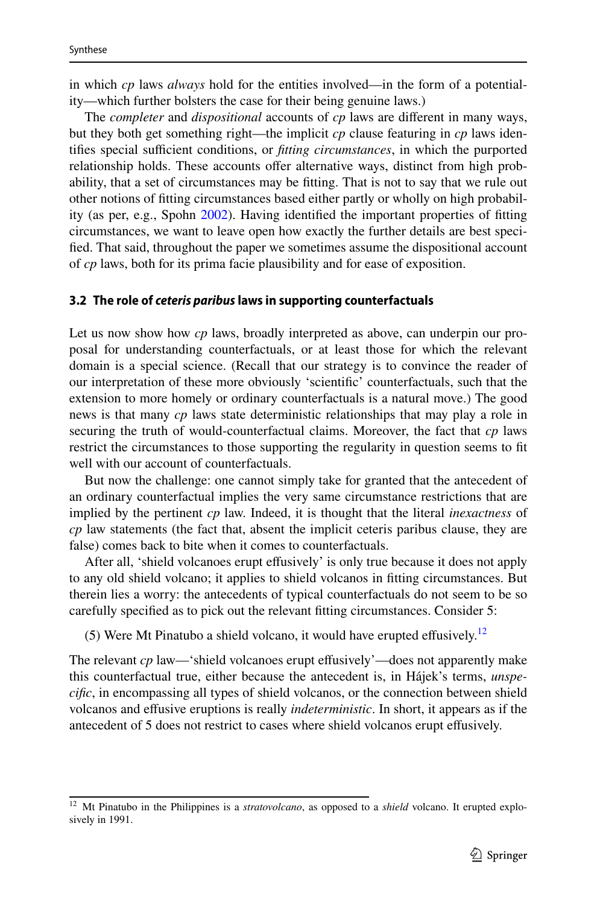in which *cp* laws *always* hold for the entities involved—in the form of a potentiality—which further bolsters the case for their being genuine laws.)

The *completer* and *dispositional* accounts of *cp* laws are different in many ways, but they both get something right—the implicit *cp* clause featuring in *cp* laws identifies special sufficient conditions, or *fitting circumstances*, in which the purported relationship holds. These accounts offer alternative ways, distinct from high probability, that a set of circumstances may be fitting. That is not to say that we rule out other notions of fitting circumstances based either partly or wholly on high probability (as per, e.g., Spohn 2002). Having identified the important properties of fitting circumstances, we want to leave open how exactly the further details are best specified. That said, throughout the paper we sometimes assume the dispositional account of *cp* laws, both for its prima facie plausibility and for ease of exposition.

### 3.2 The role of *ceteris paribus* laws in supporting counterfactuals

Let us now show how *cp* laws, broadly interpreted as above, can underpin our proposal for understanding counterfactuals, or at least those for which the relevant domain is a special science. (Recall that our strategy is to convince the reader of our interpretation of these more obviously 'scientific' counterfactuals, such that the extension to more homely or ordinary counterfactuals is a natural move.) The good news is that many *cp* laws state deterministic relationships that may play a role in securing the truth of would-counterfactual claims. Moreover, the fact that *cp* laws restrict the circumstances to those supporting the regularity in question seems to fit well with our account of counterfactuals.

But now the challenge: one cannot simply take for granted that the antecedent of an ordinary counterfactual implies the very same circumstance restrictions that are implied by the pertinent *cp* law. Indeed, it is thought that the literal *inexactness* of *cp* law statements (the fact that, absent the implicit ceteris paribus clause, they are false) comes back to bite when it comes to counterfactuals.

After all, 'shield volcanoes erupt effusively' is only true because it does not apply to any old shield volcano; it applies to shield volcanos in fitting circumstances. But therein lies a worry: the antecedents of typical counterfactuals do not seem to be so carefully specified as to pick out the relevant fitting circumstances. Consider 5:

(5) Were Mt Pinatubo a shield volcano, it would have erupted effusively.[12]

The relevant *cp* law—'shield volcanoes erupt effusively'—does not apparently make this counterfactual true, either because the antecedent is, in Hájek's terms, *unspecific*, in encompassing all types of shield volcanos, or the connection between shield volcanos and effusive eruptions is really *indeterministic*. In short, it appears as if the antecedent of 5 does not restrict to cases where shield volcanos erupt effusively.

[12] Mt Pinatubo in the Philippines is a *stratovolcano*, as opposed to a *shield* volcano. It erupted explosively in 1991.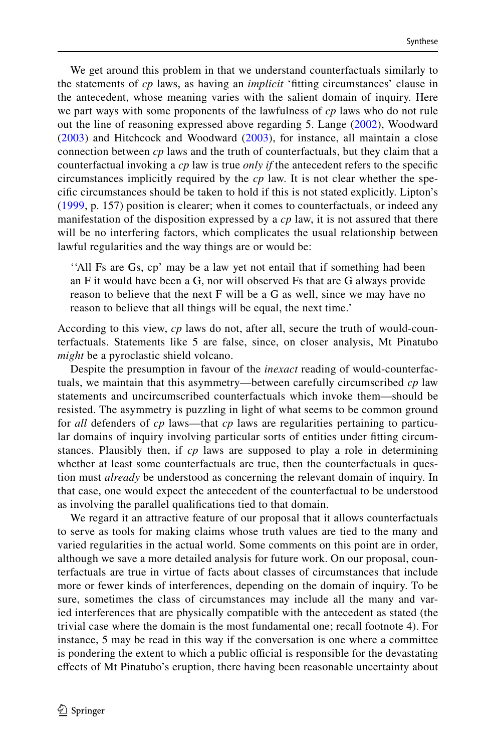We get around this problem in that we understand counterfactuals similarly to the statements of *cp* laws, as having an *implicit* 'fitting circumstances' clause in the antecedent, whose meaning varies with the salient domain of inquiry. Here we part ways with some proponents of the lawfulness of *cp* laws who do not rule out the line of reasoning expressed above regarding 5. Lange (2002), Woodward (2003) and Hitchcock and Woodward (2003), for instance, all maintain a close connection between *cp* laws and the truth of counterfactuals, but they claim that a counterfactual invoking a *cp* law is true *only if* the antecedent refers to the specific circumstances implicitly required by the *cp* law. It is not clear whether the specific circumstances should be taken to hold if this is not stated explicitly. Lipton's (1999, p. 157) position is clearer; when it comes to counterfactuals, or indeed any manifestation of the disposition expressed by a *cp* law, it is not assured that there will be no interfering factors, which complicates the usual relationship between lawful regularities and the way things are or would be:

> ''All Fs are Gs, cp' may be a law yet not entail that if something had been an F it would have been a G, nor will observed Fs that are G always provide reason to believe that the next F will be a G as well, since we may have no reason to believe that all things will be equal, the next time.'

According to this view, *cp* laws do not, after all, secure the truth of would-counterfactuals. Statements like 5 are false, since, on closer analysis, Mt Pinatubo *might* be a pyroclastic shield volcano.

Despite the presumption in favour of the *inexact* reading of would-counterfactuals, we maintain that this asymmetry—between carefully circumscribed *cp* law statements and uncircumscribed counterfactuals which invoke them—should be resisted. The asymmetry is puzzling in light of what seems to be common ground for *all* defenders of *cp* laws—that *cp* laws are regularities pertaining to particular domains of inquiry involving particular sorts of entities under fitting circumstances. Plausibly then, if *cp* laws are supposed to play a role in determining whether at least some counterfactuals are true, then the counterfactuals in question must *already* be understood as concerning the relevant domain of inquiry. In that case, one would expect the antecedent of the counterfactual to be understood as involving the parallel qualifications tied to that domain.

We regard it an attractive feature of our proposal that it allows counterfactuals to serve as tools for making claims whose truth values are tied to the many and varied regularities in the actual world. Some comments on this point are in order, although we save a more detailed analysis for future work. On our proposal, counterfactuals are true in virtue of facts about classes of circumstances that include more or fewer kinds of interferences, depending on the domain of inquiry. To be sure, sometimes the class of circumstances may include all the many and varied interferences that are physically compatible with the antecedent as stated (the trivial case where the domain is the most fundamental one; recall footnote 4). For instance, 5 may be read in this way if the conversation is one where a committee is pondering the extent to which a public official is responsible for the devastating effects of Mt Pinatubo's eruption, there having been reasonable uncertainty about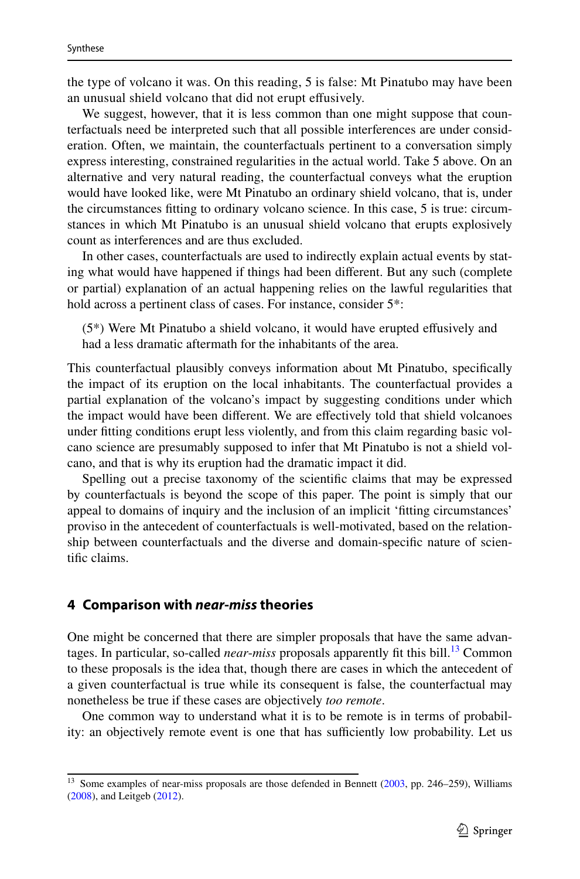the type of volcano it was. On this reading, 5 is false: Mt Pinatubo may have been an unusual shield volcano that did not erupt effusively.

We suggest, however, that it is less common than one might suppose that counterfactuals need be interpreted such that all possible interferences are under consideration. Often, we maintain, the counterfactuals pertinent to a conversation simply express interesting, constrained regularities in the actual world. Take 5 above. On an alternative and very natural reading, the counterfactual conveys what the eruption would have looked like, were Mt Pinatubo an ordinary shield volcano, that is, under the circumstances fitting to ordinary volcano science. In this case, 5 is true: circumstances in which Mt Pinatubo is an unusual shield volcano that erupts explosively count as interferences and are thus excluded.

In other cases, counterfactuals are used to indirectly explain actual events by stating what would have happened if things had been different. But any such (complete or partial) explanation of an actual happening relies on the lawful regularities that hold across a pertinent class of cases. For instance, consider 5*:

> (5*) Were Mt Pinatubo a shield volcano, it would have erupted effusively and had a less dramatic aftermath for the inhabitants of the area.

This counterfactual plausibly conveys information about Mt Pinatubo, specifically the impact of its eruption on the local inhabitants. The counterfactual provides a partial explanation of the volcano's impact by suggesting conditions under which the impact would have been different. We are effectively told that shield volcanoes under fitting conditions erupt less violently, and from this claim regarding basic volcano science are presumably supposed to infer that Mt Pinatubo is not a shield volcano, and that is why its eruption had the dramatic impact it did.

Spelling out a precise taxonomy of the scientific claims that may be expressed by counterfactuals is beyond the scope of this paper. The point is simply that our appeal to domains of inquiry and the inclusion of an implicit 'fitting circumstances' proviso in the antecedent of counterfactuals is well-motivated, based on the relationship between counterfactuals and the diverse and domain-specific nature of scientific claims.

## 4 Comparison with *near-miss* theories

One might be concerned that there are simpler proposals that have the same advantages. In particular, so-called *near-miss* proposals apparently fit this bill.[13] Common to these proposals is the idea that, though there are cases in which the antecedent of a given counterfactual is true while its consequent is false, the counterfactual may nonetheless be true if these cases are objectively *too remote*.

One common way to understand what it is to be remote is in terms of probability: an objectively remote event is one that has sufficiently low probability. Let us

[13] Some examples of near-miss proposals are those defended in Bennett (2003, pp. 246–259), Williams (2008), and Leitgeb (2012).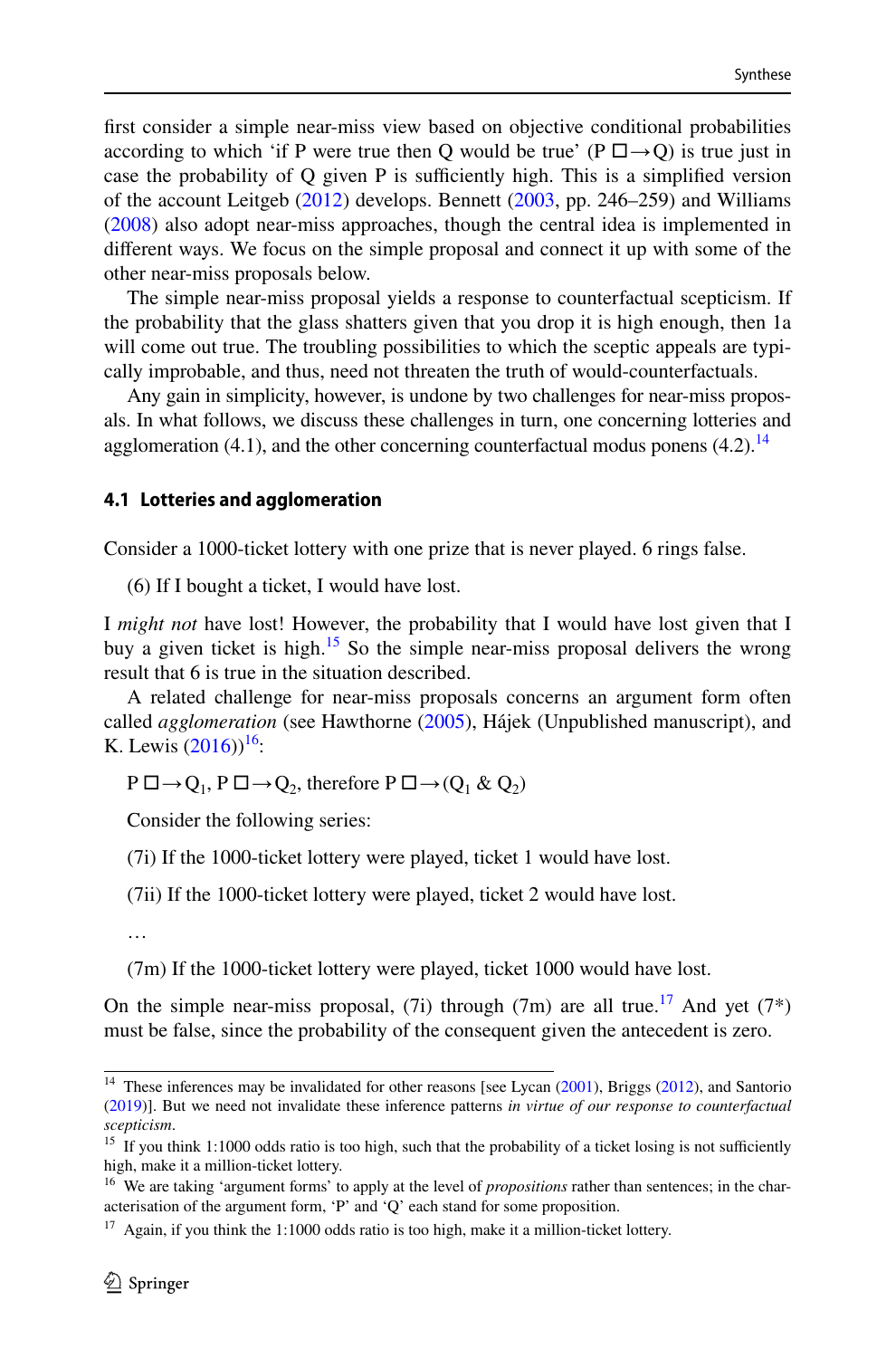first consider a simple near-miss view based on objective conditional probabilities according to which 'if P were true then Q would be true' (P □→Q) is true just in case the probability of Q given P is sufficiently high. This is a simplified version of the account Leitgeb (2012) develops. Bennett (2003, pp. 246–259) and Williams (2008) also adopt near-miss approaches, though the central idea is implemented in different ways. We focus on the simple proposal and connect it up with some of the other near-miss proposals below.

The simple near-miss proposal yields a response to counterfactual scepticism. If the probability that the glass shatters given that you drop it is high enough, then 1a will come out true. The troubling possibilities to which the sceptic appeals are typically improbable, and thus, need not threaten the truth of would-counterfactuals.

Any gain in simplicity, however, is undone by two challenges for near-miss proposals. In what follows, we discuss these challenges in turn, one concerning lotteries and agglomeration (4.1), and the other concerning counterfactual modus ponens (4.2).[14]

### 4.1 Lotteries and agglomeration

Consider a 1000-ticket lottery with one prize that is never played. 6 rings false.

(6) If I bought a ticket, I would have lost.

I *might not* have lost! However, the probability that I would have lost given that I buy a given ticket is high.[15] So the simple near-miss proposal delivers the wrong result that 6 is true in the situation described.

A related challenge for near-miss proposals concerns an argument form often called *agglomeration* (see Hawthorne (2005), Hájek (Unpublished manuscript), and K. Lewis (2016))[16]:

P □→$Q_1$, P □→$Q_2$, therefore P □→($Q_1$ & $Q_2$)

Consider the following series:

(7i) If the 1000-ticket lottery were played, ticket 1 would have lost.

(7ii) If the 1000-ticket lottery were played, ticket 2 would have lost.

…

(7m) If the 1000-ticket lottery were played, ticket 1000 would have lost.

On the simple near-miss proposal, (7i) through (7m) are all true.[17] And yet (7*) must be false, since the probability of the consequent given the antecedent is zero.

---

[14] These inferences may be invalidated for other reasons [see Lycan (2001), Briggs (2012), and Santorio (2019)]. But we need not invalidate these inference patterns *in virtue of our response to counterfactual scepticism*.

[15] If you think 1:1000 odds ratio is too high, such that the probability of a ticket losing is not sufficiently high, make it a million-ticket lottery.

[16] We are taking 'argument forms' to apply at the level of *propositions* rather than sentences; in the characterisation of the argument form, 'P' and 'Q' each stand for some proposition.

[17] Again, if you think the 1:1000 odds ratio is too high, make it a million-ticket lottery.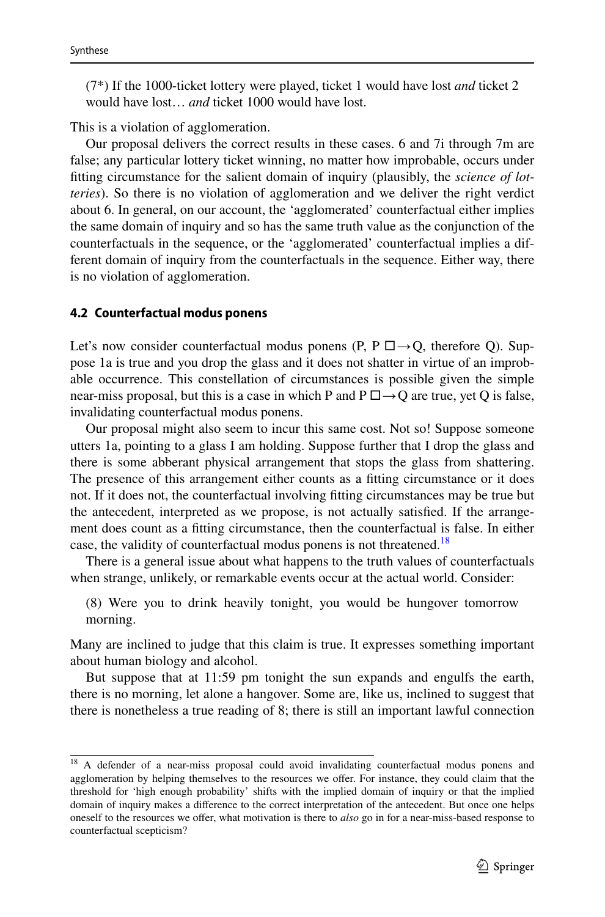(7*) If the 1000-ticket lottery were played, ticket 1 would have lost *and* ticket 2 would have lost… *and* ticket 1000 would have lost.

This is a violation of agglomeration.

Our proposal delivers the correct results in these cases. 6 and 7i through 7m are false; any particular lottery ticket winning, no matter how improbable, occurs under fitting circumstance for the salient domain of inquiry (plausibly, the *science of lotteries*). So there is no violation of agglomeration and we deliver the right verdict about 6. In general, on our account, the 'agglomerated' counterfactual either implies the same domain of inquiry and so has the same truth value as the conjunction of the counterfactuals in the sequence, or the 'agglomerated' counterfactual implies a different domain of inquiry from the counterfactuals in the sequence. Either way, there is no violation of agglomeration.

### 4.2 Counterfactual modus ponens

Let's now consider counterfactual modus ponens (P, P $\Box\!\!\rightarrow$Q, therefore Q). Suppose 1a is true and you drop the glass and it does not shatter in virtue of an improbable occurrence. This constellation of circumstances is possible given the simple near-miss proposal, but this is a case in which P and P $\Box\!\!\rightarrow$Q are true, yet Q is false, invalidating counterfactual modus ponens.

Our proposal might also seem to incur this same cost. Not so! Suppose someone utters 1a, pointing to a glass I am holding. Suppose further that I drop the glass and there is some abberant physical arrangement that stops the glass from shattering. The presence of this arrangement either counts as a fitting circumstance or it does not. If it does not, the counterfactual involving fitting circumstances may be true but the antecedent, interpreted as we propose, is not actually satisfied. If the arrangement does count as a fitting circumstance, then the counterfactual is false. In either case, the validity of counterfactual modus ponens is not threatened.[18]

There is a general issue about what happens to the truth values of counterfactuals when strange, unlikely, or remarkable events occur at the actual world. Consider:

(8) Were you to drink heavily tonight, you would be hungover tomorrow morning.

Many are inclined to judge that this claim is true. It expresses something important about human biology and alcohol.

But suppose that at 11:59 pm tonight the sun expands and engulfs the earth, there is no morning, let alone a hangover. Some are, like us, inclined to suggest that there is nonetheless a true reading of 8; there is still an important lawful connection

---

[18] A defender of a near-miss proposal could avoid invalidating counterfactual modus ponens and agglomeration by helping themselves to the resources we offer. For instance, they could claim that the threshold for 'high enough probability' shifts with the implied domain of inquiry or that the implied domain of inquiry makes a difference to the correct interpretation of the antecedent. But once one helps oneself to the resources we offer, what motivation is there to *also* go in for a near-miss-based response to counterfactual scepticism?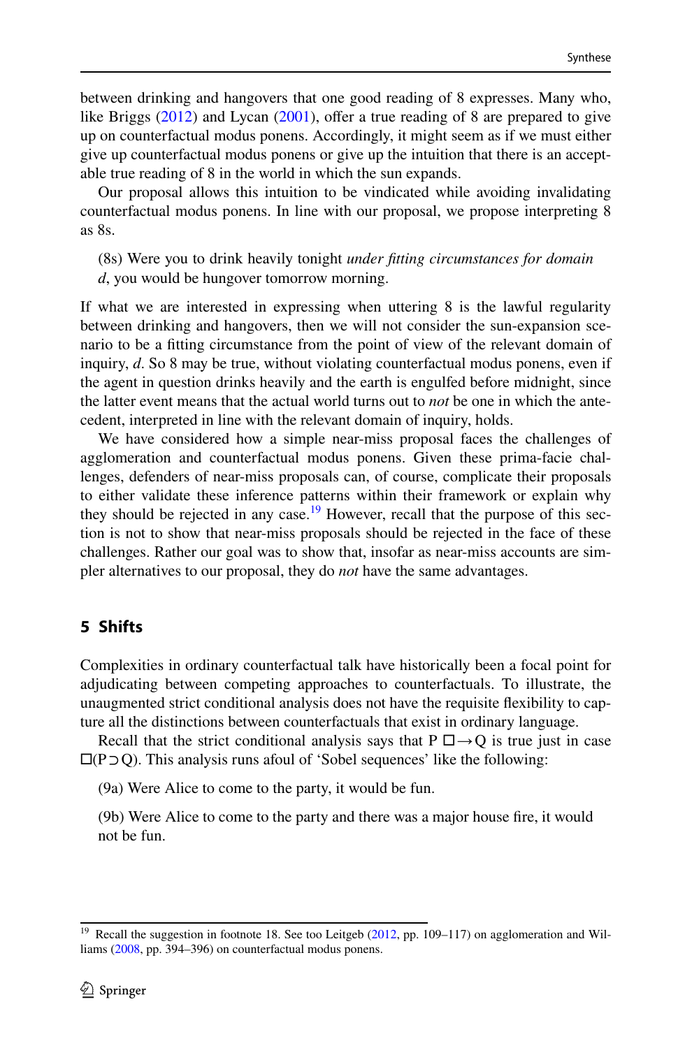between drinking and hangovers that one good reading of 8 expresses. Many who, like Briggs (2012) and Lycan (2001), offer a true reading of 8 are prepared to give up on counterfactual modus ponens. Accordingly, it might seem as if we must either give up counterfactual modus ponens or give up the intuition that there is an acceptable true reading of 8 in the world in which the sun expands.

Our proposal allows this intuition to be vindicated while avoiding invalidating counterfactual modus ponens. In line with our proposal, we propose interpreting 8 as 8s.

(8s) Were you to drink heavily tonight *under fitting circumstances for domain d*, you would be hungover tomorrow morning.

If what we are interested in expressing when uttering 8 is the lawful regularity between drinking and hangovers, then we will not consider the sun-expansion scenario to be a fitting circumstance from the point of view of the relevant domain of inquiry, *d*. So 8 may be true, without violating counterfactual modus ponens, even if the agent in question drinks heavily and the earth is engulfed before midnight, since the latter event means that the actual world turns out to *not* be one in which the antecedent, interpreted in line with the relevant domain of inquiry, holds.

We have considered how a simple near-miss proposal faces the challenges of agglomeration and counterfactual modus ponens. Given these prima-facie challenges, defenders of near-miss proposals can, of course, complicate their proposals to either validate these inference patterns within their framework or explain why they should be rejected in any case.[19] However, recall that the purpose of this section is not to show that near-miss proposals should be rejected in the face of these challenges. Rather our goal was to show that, insofar as near-miss accounts are simpler alternatives to our proposal, they do *not* have the same advantages.

## 5 Shifts

Complexities in ordinary counterfactual talk have historically been a focal point for adjudicating between competing approaches to counterfactuals. To illustrate, the unaugmented strict conditional analysis does not have the requisite flexibility to capture all the distinctions between counterfactuals that exist in ordinary language.

Recall that the strict conditional analysis says that $P \Box\!\!\rightarrow Q$ is true just in case $\Box(P \supset Q)$. This analysis runs afoul of 'Sobel sequences' like the following:

(9a) Were Alice to come to the party, it would be fun.

(9b) Were Alice to come to the party and there was a major house fire, it would not be fun.

[19] Recall the suggestion in footnote 18. See too Leitgeb (2012, pp. 109–117) on agglomeration and Williams (2008, pp. 394–396) on counterfactual modus ponens.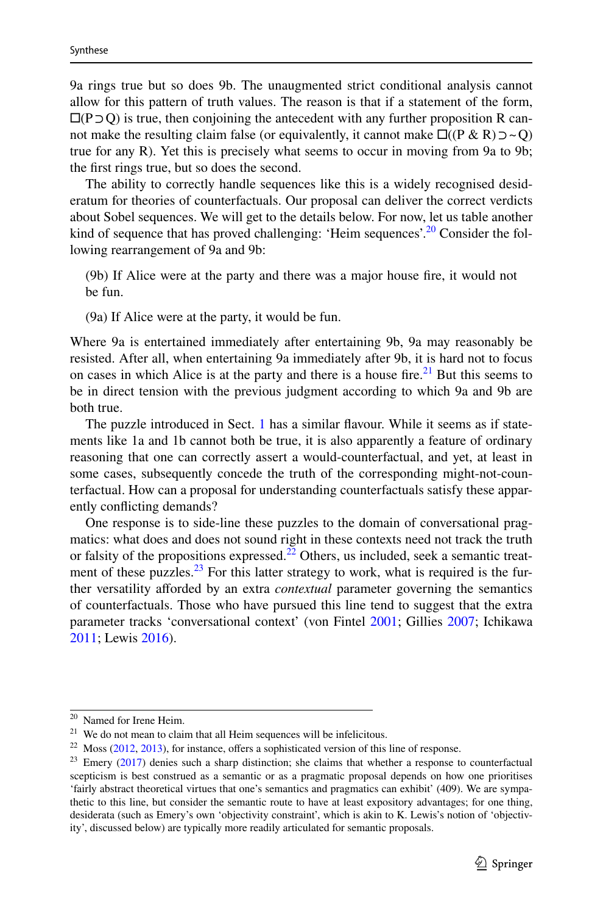9a rings true but so does 9b. The unaugmented strict conditional analysis cannot allow for this pattern of truth values. The reason is that if a statement of the form, $\Box(P \supset Q)$ is true, then conjoining the antecedent with any further proposition R cannot make the resulting claim false (or equivalently, it cannot make $\Box((P \,\&\, R) \supset {\sim} Q)$ true for any R). Yet this is precisely what seems to occur in moving from 9a to 9b; the first rings true, but so does the second.

The ability to correctly handle sequences like this is a widely recognised desideratum for theories of counterfactuals. Our proposal can deliver the correct verdicts about Sobel sequences. We will get to the details below. For now, let us table another kind of sequence that has proved challenging: 'Heim sequences'.[20] Consider the following rearrangement of 9a and 9b:

(9b) If Alice were at the party and there was a major house fire, it would not be fun.

(9a) If Alice were at the party, it would be fun.

Where 9a is entertained immediately after entertaining 9b, 9a may reasonably be resisted. After all, when entertaining 9a immediately after 9b, it is hard not to focus on cases in which Alice is at the party and there is a house fire.[21] But this seems to be in direct tension with the previous judgment according to which 9a and 9b are both true.

The puzzle introduced in Sect. 1 has a similar flavour. While it seems as if statements like 1a and 1b cannot both be true, it is also apparently a feature of ordinary reasoning that one can correctly assert a would-counterfactual, and yet, at least in some cases, subsequently concede the truth of the corresponding might-not-counterfactual. How can a proposal for understanding counterfactuals satisfy these apparently conflicting demands?

One response is to side-line these puzzles to the domain of conversational pragmatics: what does and does not sound right in these contexts need not track the truth or falsity of the propositions expressed.[22] Others, us included, seek a semantic treatment of these puzzles.[23] For this latter strategy to work, what is required is the further versatility afforded by an extra *contextual* parameter governing the semantics of counterfactuals. Those who have pursued this line tend to suggest that the extra parameter tracks 'conversational context' (von Fintel 2001; Gillies 2007; Ichikawa 2011; Lewis 2016).

---

[20] Named for Irene Heim.

[21] We do not mean to claim that all Heim sequences will be infelicitous.

[22] Moss (2012, 2013), for instance, offers a sophisticated version of this line of response.

[23] Emery (2017) denies such a sharp distinction; she claims that whether a response to counterfactual scepticism is best construed as a semantic or as a pragmatic proposal depends on how one prioritises 'fairly abstract theoretical virtues that one's semantics and pragmatics can exhibit' (409). We are sympathetic to this line, but consider the semantic route to have at least expository advantages; for one thing, desiderata (such as Emery's own 'objectivity constraint', which is akin to K. Lewis's notion of 'objectivity', discussed below) are typically more readily articulated for semantic proposals.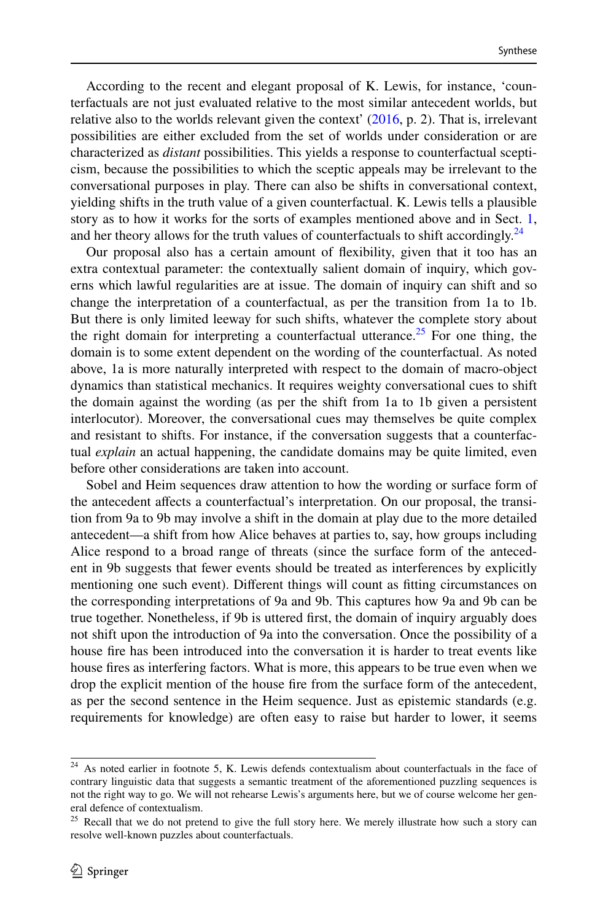According to the recent and elegant proposal of K. Lewis, for instance, 'counterfactuals are not just evaluated relative to the most similar antecedent worlds, but relative also to the worlds relevant given the context' (2016, p. 2). That is, irrelevant possibilities are either excluded from the set of worlds under consideration or are characterized as *distant* possibilities. This yields a response to counterfactual scepticism, because the possibilities to which the sceptic appeals may be irrelevant to the conversational purposes in play. There can also be shifts in conversational context, yielding shifts in the truth value of a given counterfactual. K. Lewis tells a plausible story as to how it works for the sorts of examples mentioned above and in Sect. 1, and her theory allows for the truth values of counterfactuals to shift accordingly.[24]

Our proposal also has a certain amount of flexibility, given that it too has an extra contextual parameter: the contextually salient domain of inquiry, which governs which lawful regularities are at issue. The domain of inquiry can shift and so change the interpretation of a counterfactual, as per the transition from 1a to 1b. But there is only limited leeway for such shifts, whatever the complete story about the right domain for interpreting a counterfactual utterance.[25] For one thing, the domain is to some extent dependent on the wording of the counterfactual. As noted above, 1a is more naturally interpreted with respect to the domain of macro-object dynamics than statistical mechanics. It requires weighty conversational cues to shift the domain against the wording (as per the shift from 1a to 1b given a persistent interlocutor). Moreover, the conversational cues may themselves be quite complex and resistant to shifts. For instance, if the conversation suggests that a counterfactual *explain* an actual happening, the candidate domains may be quite limited, even before other considerations are taken into account.

Sobel and Heim sequences draw attention to how the wording or surface form of the antecedent affects a counterfactual's interpretation. On our proposal, the transition from 9a to 9b may involve a shift in the domain at play due to the more detailed antecedent—a shift from how Alice behaves at parties to, say, how groups including Alice respond to a broad range of threats (since the surface form of the antecedent in 9b suggests that fewer events should be treated as interferences by explicitly mentioning one such event). Different things will count as fitting circumstances on the corresponding interpretations of 9a and 9b. This captures how 9a and 9b can be true together. Nonetheless, if 9b is uttered first, the domain of inquiry arguably does not shift upon the introduction of 9a into the conversation. Once the possibility of a house fire has been introduced into the conversation it is harder to treat events like house fires as interfering factors. What is more, this appears to be true even when we drop the explicit mention of the house fire from the surface form of the antecedent, as per the second sentence in the Heim sequence. Just as epistemic standards (e.g. requirements for knowledge) are often easy to raise but harder to lower, it seems

---

[24] As noted earlier in footnote 5, K. Lewis defends contextualism about counterfactuals in the face of contrary linguistic data that suggests a semantic treatment of the aforementioned puzzling sequences is not the right way to go. We will not rehearse Lewis's arguments here, but we of course welcome her general defence of contextualism.

[25] Recall that we do not pretend to give the full story here. We merely illustrate how such a story can resolve well-known puzzles about counterfactuals.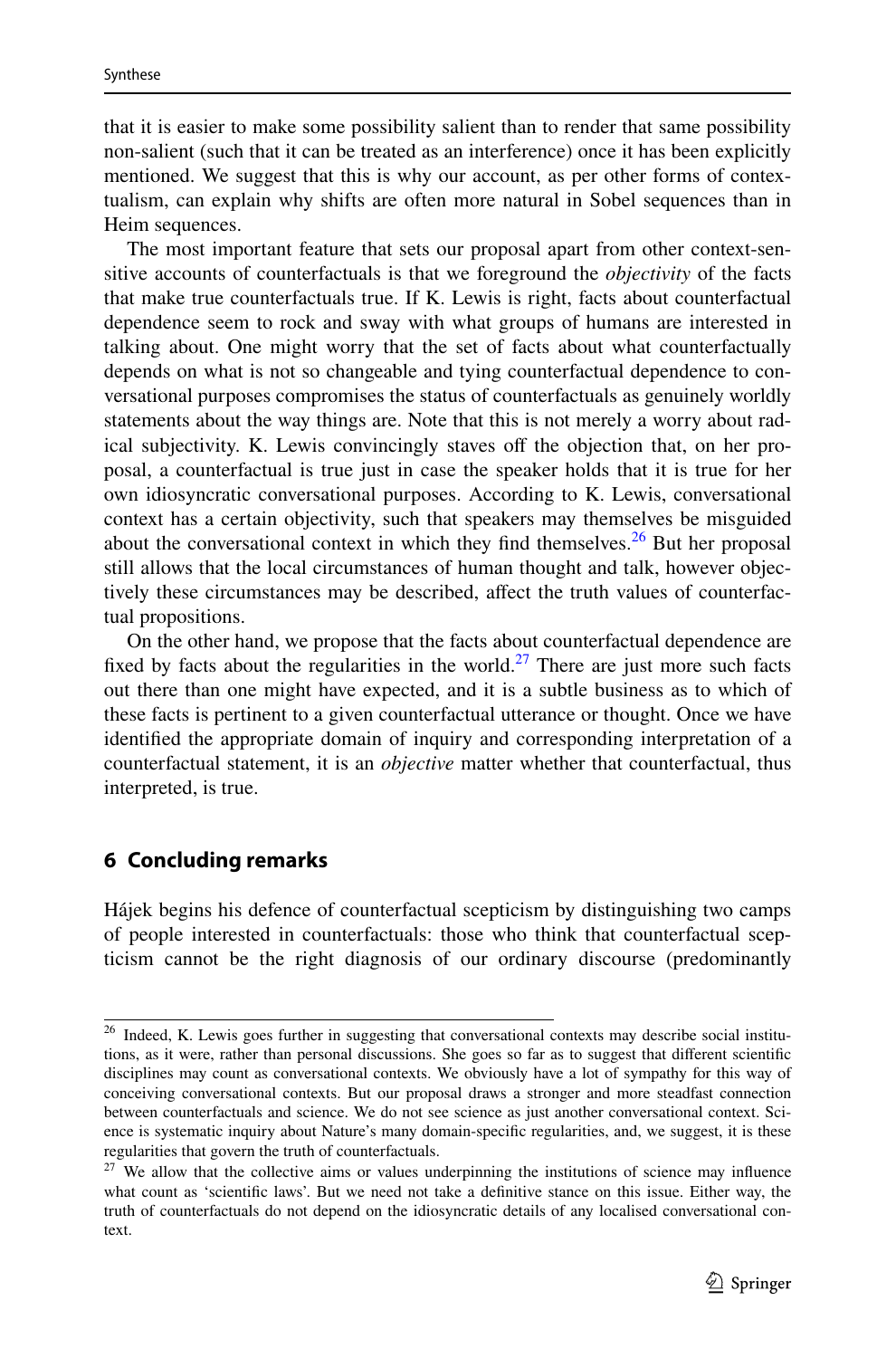that it is easier to make some possibility salient than to render that same possibility non-salient (such that it can be treated as an interference) once it has been explicitly mentioned. We suggest that this is why our account, as per other forms of contextualism, can explain why shifts are often more natural in Sobel sequences than in Heim sequences.

The most important feature that sets our proposal apart from other context-sensitive accounts of counterfactuals is that we foreground the *objectivity* of the facts that make true counterfactuals true. If K. Lewis is right, facts about counterfactual dependence seem to rock and sway with what groups of humans are interested in talking about. One might worry that the set of facts about what counterfactually depends on what is not so changeable and tying counterfactual dependence to conversational purposes compromises the status of counterfactuals as genuinely worldly statements about the way things are. Note that this is not merely a worry about radical subjectivity. K. Lewis convincingly staves off the objection that, on her proposal, a counterfactual is true just in case the speaker holds that it is true for her own idiosyncratic conversational purposes. According to K. Lewis, conversational context has a certain objectivity, such that speakers may themselves be misguided about the conversational context in which they find themselves.[26] But her proposal still allows that the local circumstances of human thought and talk, however objectively these circumstances may be described, affect the truth values of counterfactual propositions.

On the other hand, we propose that the facts about counterfactual dependence are fixed by facts about the regularities in the world.[27] There are just more such facts out there than one might have expected, and it is a subtle business as to which of these facts is pertinent to a given counterfactual utterance or thought. Once we have identified the appropriate domain of inquiry and corresponding interpretation of a counterfactual statement, it is an *objective* matter whether that counterfactual, thus interpreted, is true.

## 6 Concluding remarks

Hájek begins his defence of counterfactual scepticism by distinguishing two camps of people interested in counterfactuals: those who think that counterfactual scepticism cannot be the right diagnosis of our ordinary discourse (predominantly

---

[26] Indeed, K. Lewis goes further in suggesting that conversational contexts may describe social institutions, as it were, rather than personal discussions. She goes so far as to suggest that different scientific disciplines may count as conversational contexts. We obviously have a lot of sympathy for this way of conceiving conversational contexts. But our proposal draws a stronger and more steadfast connection between counterfactuals and science. We do not see science as just another conversational context. Science is systematic inquiry about Nature's many domain-specific regularities, and, we suggest, it is these regularities that govern the truth of counterfactuals.

[27] We allow that the collective aims or values underpinning the institutions of science may influence what count as 'scientific laws'. But we need not take a definitive stance on this issue. Either way, the truth of counterfactuals do not depend on the idiosyncratic details of any localised conversational context.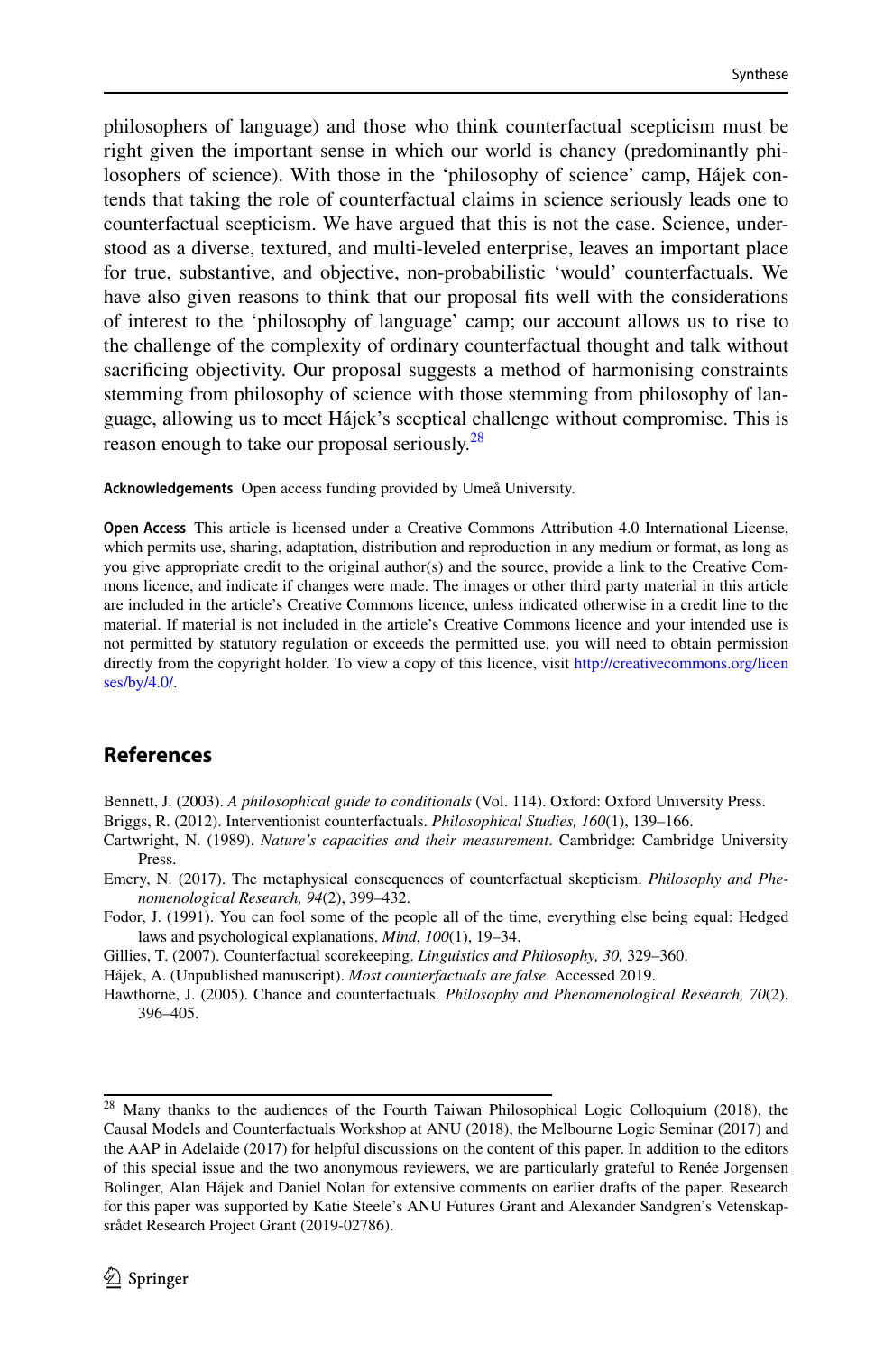philosophers of language) and those who think counterfactual scepticism must be right given the important sense in which our world is chancy (predominantly philosophers of science). With those in the 'philosophy of science' camp, Hájek contends that taking the role of counterfactual claims in science seriously leads one to counterfactual scepticism. We have argued that this is not the case. Science, understood as a diverse, textured, and multi-leveled enterprise, leaves an important place for true, substantive, and objective, non-probabilistic 'would' counterfactuals. We have also given reasons to think that our proposal fits well with the considerations of interest to the 'philosophy of language' camp; our account allows us to rise to the challenge of the complexity of ordinary counterfactual thought and talk without sacrificing objectivity. Our proposal suggests a method of harmonising constraints stemming from philosophy of science with those stemming from philosophy of language, allowing us to meet Hájek's sceptical challenge without compromise. This is reason enough to take our proposal seriously.[28]

**Acknowledgements** Open access funding provided by Umeå University.

**Open Access** This article is licensed under a Creative Commons Attribution 4.0 International License, which permits use, sharing, adaptation, distribution and reproduction in any medium or format, as long as you give appropriate credit to the original author(s) and the source, provide a link to the Creative Commons licence, and indicate if changes were made. The images or other third party material in this article are included in the article's Creative Commons licence, unless indicated otherwise in a credit line to the material. If material is not included in the article's Creative Commons licence and your intended use is not permitted by statutory regulation or exceeds the permitted use, you will need to obtain permission directly from the copyright holder. To view a copy of this licence, visit http://creativecommons.org/licenses/by/4.0/.

## References

Bennett, J. (2003). *A philosophical guide to conditionals* (Vol. 114). Oxford: Oxford University Press.

Briggs, R. (2012). Interventionist counterfactuals. *Philosophical Studies, 160*(1), 139–166.

Cartwright, N. (1989). *Nature's capacities and their measurement*. Cambridge: Cambridge University Press.

Emery, N. (2017). The metaphysical consequences of counterfactual skepticism. *Philosophy and Phenomenological Research, 94*(2), 399–432.

Fodor, J. (1991). You can fool some of the people all of the time, everything else being equal: Hedged laws and psychological explanations. *Mind*, *100*(1), 19–34.

Gillies, T. (2007). Counterfactual scorekeeping. *Linguistics and Philosophy, 30,* 329–360.

Hájek, A. (Unpublished manuscript). *Most counterfactuals are false*. Accessed 2019.

Hawthorne, J. (2005). Chance and counterfactuals. *Philosophy and Phenomenological Research, 70*(2), 396–405.

---

[28] Many thanks to the audiences of the Fourth Taiwan Philosophical Logic Colloquium (2018), the Causal Models and Counterfactuals Workshop at ANU (2018), the Melbourne Logic Seminar (2017) and the AAP in Adelaide (2017) for helpful discussions on the content of this paper. In addition to the editors of this special issue and the two anonymous reviewers, we are particularly grateful to Renée Jorgensen Bolinger, Alan Hájek and Daniel Nolan for extensive comments on earlier drafts of the paper. Research for this paper was supported by Katie Steele's ANU Futures Grant and Alexander Sandgren's Vetenskapsrådet Research Project Grant (2019-02786).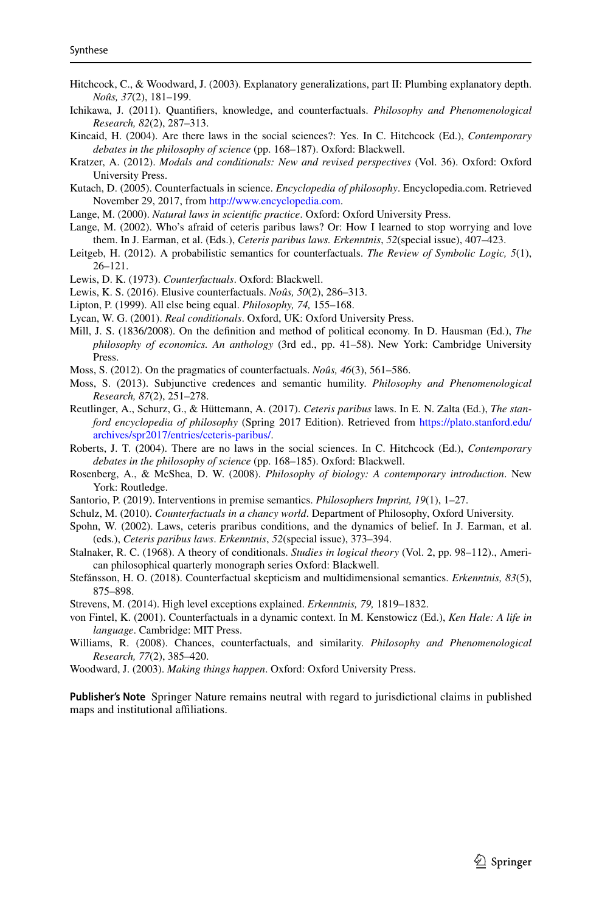Hitchcock, C., & Woodward, J. (2003). Explanatory generalizations, part II: Plumbing explanatory depth. *Noûs, 37*(2), 181–199.

Ichikawa, J. (2011). Quantifiers, knowledge, and counterfactuals. *Philosophy and Phenomenological Research, 82*(2), 287–313.

Kincaid, H. (2004). Are there laws in the social sciences?: Yes. In C. Hitchcock (Ed.), *Contemporary debates in the philosophy of science* (pp. 168–187). Oxford: Blackwell.

Kratzer, A. (2012). *Modals and conditionals: New and revised perspectives* (Vol. 36). Oxford: Oxford University Press.

Kutach, D. (2005). Counterfactuals in science. *Encyclopedia of philosophy*. Encyclopedia.com. Retrieved November 29, 2017, from http://www.encyclopedia.com.

Lange, M. (2000). *Natural laws in scientific practice*. Oxford: Oxford University Press.

Lange, M. (2002). Who's afraid of ceteris paribus laws? Or: How I learned to stop worrying and love them. In J. Earman, et al. (Eds.), *Ceteris paribus laws. Erkenntnis*, *52*(special issue), 407–423.

Leitgeb, H. (2012). A probabilistic semantics for counterfactuals. *The Review of Symbolic Logic, 5*(1), 26–121.

Lewis, D. K. (1973). *Counterfactuals*. Oxford: Blackwell.

Lewis, K. S. (2016). Elusive counterfactuals. *Noûs, 50*(2), 286–313.

Lipton, P. (1999). All else being equal. *Philosophy, 74,* 155–168.

Lycan, W. G. (2001). *Real conditionals*. Oxford, UK: Oxford University Press.

Mill, J. S. (1836/2008). On the definition and method of political economy. In D. Hausman (Ed.), *The philosophy of economics. An anthology* (3rd ed., pp. 41–58). New York: Cambridge University Press.

Moss, S. (2012). On the pragmatics of counterfactuals. *Noûs, 46*(3), 561–586.

Moss, S. (2013). Subjunctive credences and semantic humility. *Philosophy and Phenomenological Research, 87*(2), 251–278.

Reutlinger, A., Schurz, G., & Hüttemann, A. (2017). *Ceteris paribus* laws. In E. N. Zalta (Ed.), *The stanford encyclopedia of philosophy* (Spring 2017 Edition). Retrieved from https://plato.stanford.edu/archives/spr2017/entries/ceteris-paribus/.

Roberts, J. T. (2004). There are no laws in the social sciences. In C. Hitchcock (Ed.), *Contemporary debates in the philosophy of science* (pp. 168–185). Oxford: Blackwell.

Rosenberg, A., & McShea, D. W. (2008). *Philosophy of biology: A contemporary introduction*. New York: Routledge.

Santorio, P. (2019). Interventions in premise semantics. *Philosophers Imprint, 19*(1), 1–27.

Schulz, M. (2010). *Counterfactuals in a chancy world*. Department of Philosophy, Oxford University.

Spohn, W. (2002). Laws, ceteris praribus conditions, and the dynamics of belief. In J. Earman, et al. (eds.), *Ceteris paribus laws*. *Erkenntnis*, *52*(special issue), 373–394.

Stalnaker, R. C. (1968). A theory of conditionals. *Studies in logical theory* (Vol. 2, pp. 98–112)., American philosophical quarterly monograph series Oxford: Blackwell.

Stefánsson, H. O. (2018). Counterfactual skepticism and multidimensional semantics. *Erkenntnis, 83*(5), 875–898.

Strevens, M. (2014). High level exceptions explained. *Erkenntnis, 79,* 1819–1832.

von Fintel, K. (2001). Counterfactuals in a dynamic context. In M. Kenstowicz (Ed.), *Ken Hale: A life in language*. Cambridge: MIT Press.

Williams, R. (2008). Chances, counterfactuals, and similarity. *Philosophy and Phenomenological Research, 77*(2), 385–420.

Woodward, J. (2003). *Making things happen*. Oxford: Oxford University Press.

**Publisher's Note** Springer Nature remains neutral with regard to jurisdictional claims in published maps and institutional affiliations.